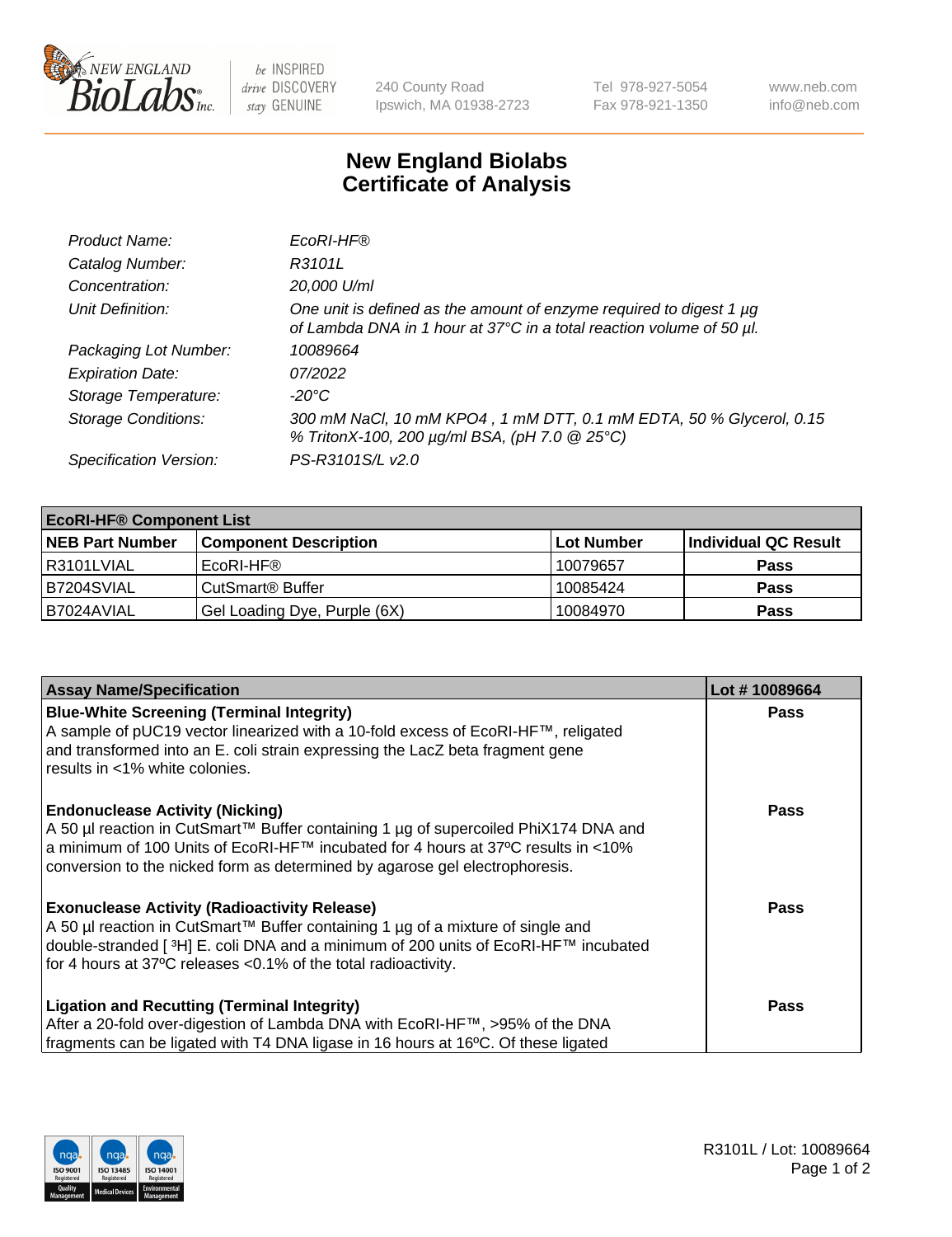# New England Biolabs
# Certificate of Analysis

| | |
|---|---|
| *Product Name:* | *EcoRI-HF®* |
| *Catalog Number:* | *R3101L* |
| *Concentration:* | *20,000 U/ml* |
| *Unit Definition:* | *One unit is defined as the amount of enzyme required to digest 1 µg of Lambda DNA in 1 hour at 37°C in a total reaction volume of 50 µl.* |
| *Packaging Lot Number:* | *10089664* |
| *Expiration Date:* | *07/2022* |
| *Storage Temperature:* | *-20°C* |
| *Storage Conditions:* | *300 mM NaCl, 10 mM KPO4 , 1 mM DTT, 0.1 mM EDTA, 50 % Glycerol, 0.15 % TritonX-100, 200 µg/ml BSA, (pH 7.0 @ 25°C)* |
| *Specification Version:* | *PS-R3101S/L v2.0* |

| **EcoRI-HF® Component List** | | | |
|---|---|---|---|
| **NEB Part Number** | **Component Description** | **Lot Number** | **Individual QC Result** |
| R3101LVIAL | EcoRI-HF® | 10079657 | **Pass** |
| B7204SVIAL | CutSmart® Buffer | 10085424 | **Pass** |
| B7024AVIAL | Gel Loading Dye, Purple (6X) | 10084970 | **Pass** |

| **Assay Name/Specification** | **Lot # 10089664** |
|---|---|
| **Blue-White Screening (Terminal Integrity)**<br>A sample of pUC19 vector linearized with a 10-fold excess of EcoRI-HF™, religated and transformed into an E. coli strain expressing the LacZ beta fragment gene results in <1% white colonies. | **Pass** |
| **Endonuclease Activity (Nicking)**<br>A 50 µl reaction in CutSmart™ Buffer containing 1 µg of supercoiled PhiX174 DNA and a minimum of 100 Units of EcoRI-HF™ incubated for 4 hours at 37ºC results in <10% conversion to the nicked form as determined by agarose gel electrophoresis. | **Pass** |
| **Exonuclease Activity (Radioactivity Release)**<br>A 50 µl reaction in CutSmart™ Buffer containing 1 µg of a mixture of single and double-stranded [ $^{3}$H] E. coli DNA and a minimum of 200 units of EcoRI-HF™ incubated for 4 hours at 37ºC releases <0.1% of the total radioactivity. | **Pass** |
| **Ligation and Recutting (Terminal Integrity)**<br>After a 20-fold over-digestion of Lambda DNA with EcoRI-HF™, >95% of the DNA fragments can be ligated with T4 DNA ligase in 16 hours at 16ºC. Of these ligated | **Pass** |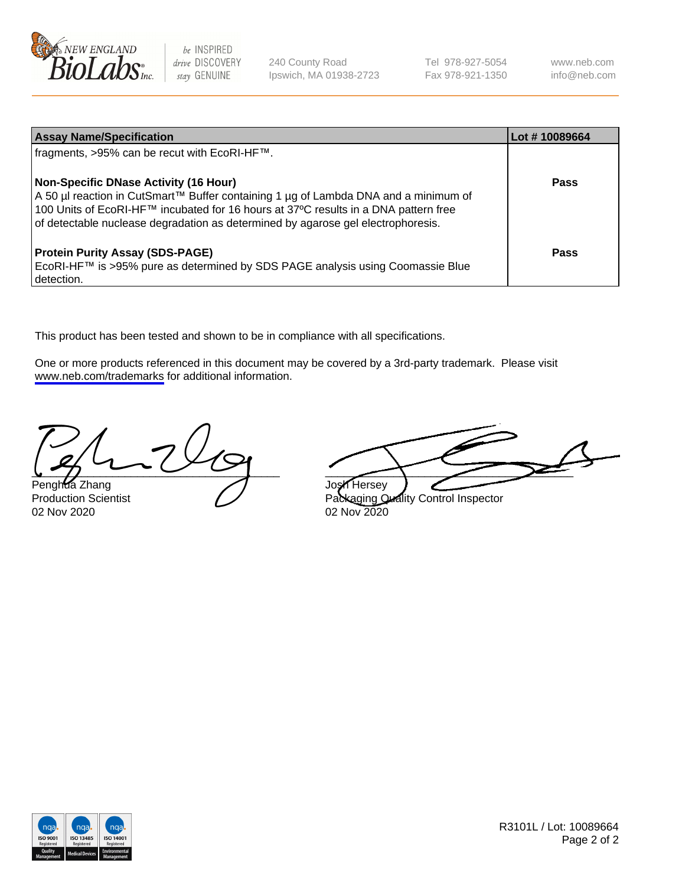| Assay Name/Specification | Lot # 10089664 |
| --- | --- |
| fragments, >95% can be recut with EcoRI-HF™. | |
| **Non-Specific DNase Activity (16 Hour)**<br>A 50 µl reaction in CutSmart™ Buffer containing 1 µg of Lambda DNA and a minimum of 100 Units of EcoRI-HF™ incubated for 16 hours at 37ºC results in a DNA pattern free of detectable nuclease degradation as determined by agarose gel electrophoresis. | **Pass** |
| **Protein Purity Assay (SDS-PAGE)**<br>EcoRI-HF™ is >95% pure as determined by SDS PAGE analysis using Coomassie Blue detection. | **Pass** |

This product has been tested and shown to be in compliance with all specifications.

One or more products referenced in this document may be covered by a 3rd-party trademark. Please visit www.neb.com/trademarks for additional information.

Penghua Zhang
Production Scientist
02 Nov 2020

Josh Hersey
Packaging Quality Control Inspector
02 Nov 2020

R3101L / Lot: 10089664